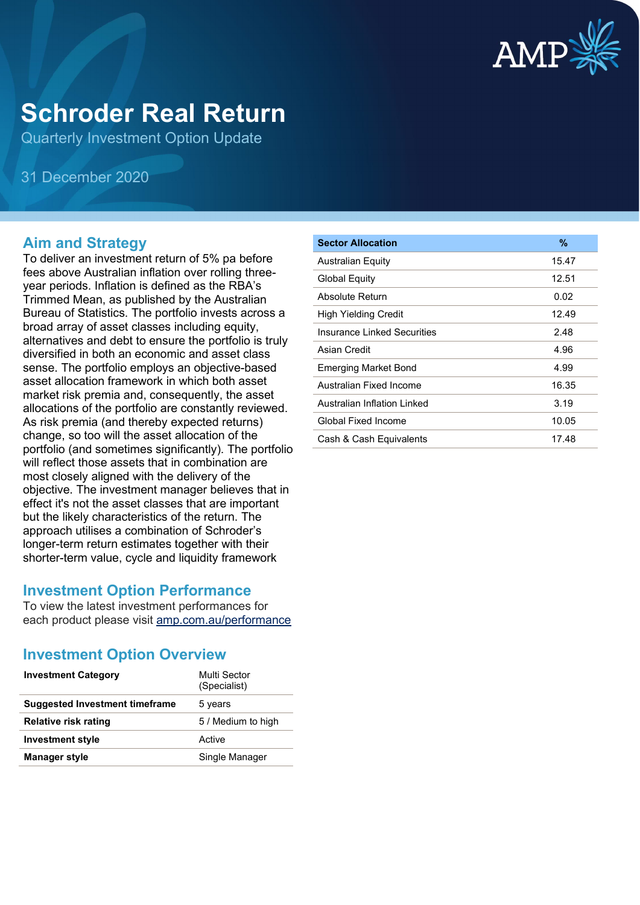# Schroder Real Return

Quarterly Investment Option Update

31 December 2020

## Aim and Strategy

To deliver an investment return of 5% pa before fees above Australian inflation over rolling three-year periods. Inflation is defined as the RBA's Trimmed Mean, as published by the Australian Bureau of Statistics. The portfolio invests across a broad array of asset classes including equity, alternatives and debt to ensure the portfolio is truly diversified in both an economic and asset class sense. The portfolio employs an objective-based asset allocation framework in which both asset market risk premia and, consequently, the asset allocations of the portfolio are constantly reviewed. As risk premia (and thereby expected returns) change, so too will the asset allocation of the portfolio (and sometimes significantly). The portfolio will reflect those assets that in combination are most closely aligned with the delivery of the objective. The investment manager believes that in effect it's not the asset classes that are important but the likely characteristics of the return. The approach utilises a combination of Schroder's longer-term return estimates together with their shorter-term value, cycle and liquidity framework

## Investment Option Performance

To view the latest investment performances for each product please visit [amp.com.au/performance](amp.com.au/performance)

## Investment Option Overview

| | |
|---|---|
| **Investment Category** | Multi Sector (Specialist) |
| **Suggested Investment timeframe** | 5 years |
| **Relative risk rating** | 5 / Medium to high |
| **Investment style** | Active |
| **Manager style** | Single Manager |

| Sector Allocation | % |
|---|---|
| Australian Equity | 15.47 |
| Global Equity | 12.51 |
| Absolute Return | 0.02 |
| High Yielding Credit | 12.49 |
| Insurance Linked Securities | 2.48 |
| Asian Credit | 4.96 |
| Emerging Market Bond | 4.99 |
| Australian Fixed Income | 16.35 |
| Australian Inflation Linked | 3.19 |
| Global Fixed Income | 10.05 |
| Cash & Cash Equivalents | 17.48 |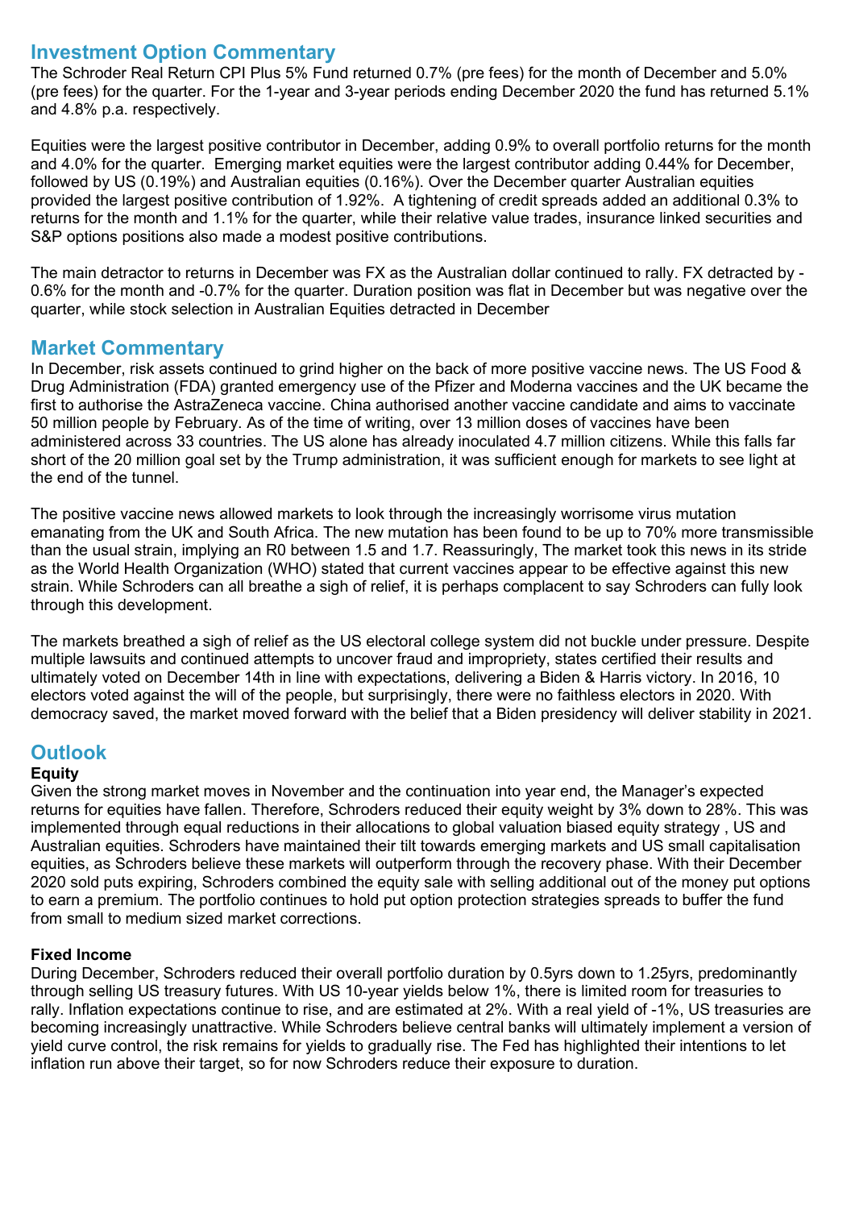## Investment Option Commentary

The Schroder Real Return CPI Plus 5% Fund returned 0.7% (pre fees) for the month of December and 5.0% (pre fees) for the quarter. For the 1-year and 3-year periods ending December 2020 the fund has returned 5.1% and 4.8% p.a. respectively.

Equities were the largest positive contributor in December, adding 0.9% to overall portfolio returns for the month and 4.0% for the quarter. Emerging market equities were the largest contributor adding 0.44% for December, followed by US (0.19%) and Australian equities (0.16%). Over the December quarter Australian equities provided the largest positive contribution of 1.92%. A tightening of credit spreads added an additional 0.3% to returns for the month and 1.1% for the quarter, while their relative value trades, insurance linked securities and S&P options positions also made a modest positive contributions.

The main detractor to returns in December was FX as the Australian dollar continued to rally. FX detracted by -0.6% for the month and -0.7% for the quarter. Duration position was flat in December but was negative over the quarter, while stock selection in Australian Equities detracted in December

## Market Commentary

In December, risk assets continued to grind higher on the back of more positive vaccine news. The US Food & Drug Administration (FDA) granted emergency use of the Pfizer and Moderna vaccines and the UK became the first to authorise the AstraZeneca vaccine. China authorised another vaccine candidate and aims to vaccinate 50 million people by February. As of the time of writing, over 13 million doses of vaccines have been administered across 33 countries. The US alone has already inoculated 4.7 million citizens. While this falls far short of the 20 million goal set by the Trump administration, it was sufficient enough for markets to see light at the end of the tunnel.

The positive vaccine news allowed markets to look through the increasingly worrisome virus mutation emanating from the UK and South Africa. The new mutation has been found to be up to 70% more transmissible than the usual strain, implying an R0 between 1.5 and 1.7. Reassuringly, The market took this news in its stride as the World Health Organization (WHO) stated that current vaccines appear to be effective against this new strain. While Schroders can all breathe a sigh of relief, it is perhaps complacent to say Schroders can fully look through this development.

The markets breathed a sigh of relief as the US electoral college system did not buckle under pressure. Despite multiple lawsuits and continued attempts to uncover fraud and impropriety, states certified their results and ultimately voted on December 14th in line with expectations, delivering a Biden & Harris victory. In 2016, 10 electors voted against the will of the people, but surprisingly, there were no faithless electors in 2020. With democracy saved, the market moved forward with the belief that a Biden presidency will deliver stability in 2021.

## Outlook

**Equity**

Given the strong market moves in November and the continuation into year end, the Manager's expected returns for equities have fallen. Therefore, Schroders reduced their equity weight by 3% down to 28%. This was implemented through equal reductions in their allocations to global valuation biased equity strategy , US and Australian equities. Schroders have maintained their tilt towards emerging markets and US small capitalisation equities, as Schroders believe these markets will outperform through the recovery phase. With their December 2020 sold puts expiring, Schroders combined the equity sale with selling additional out of the money put options to earn a premium. The portfolio continues to hold put option protection strategies spreads to buffer the fund from small to medium sized market corrections.

**Fixed Income**

During December, Schroders reduced their overall portfolio duration by 0.5yrs down to 1.25yrs, predominantly through selling US treasury futures. With US 10-year yields below 1%, there is limited room for treasuries to rally. Inflation expectations continue to rise, and are estimated at 2%. With a real yield of -1%, US treasuries are becoming increasingly unattractive. While Schroders believe central banks will ultimately implement a version of yield curve control, the risk remains for yields to gradually rise. The Fed has highlighted their intentions to let inflation run above their target, so for now Schroders reduce their exposure to duration.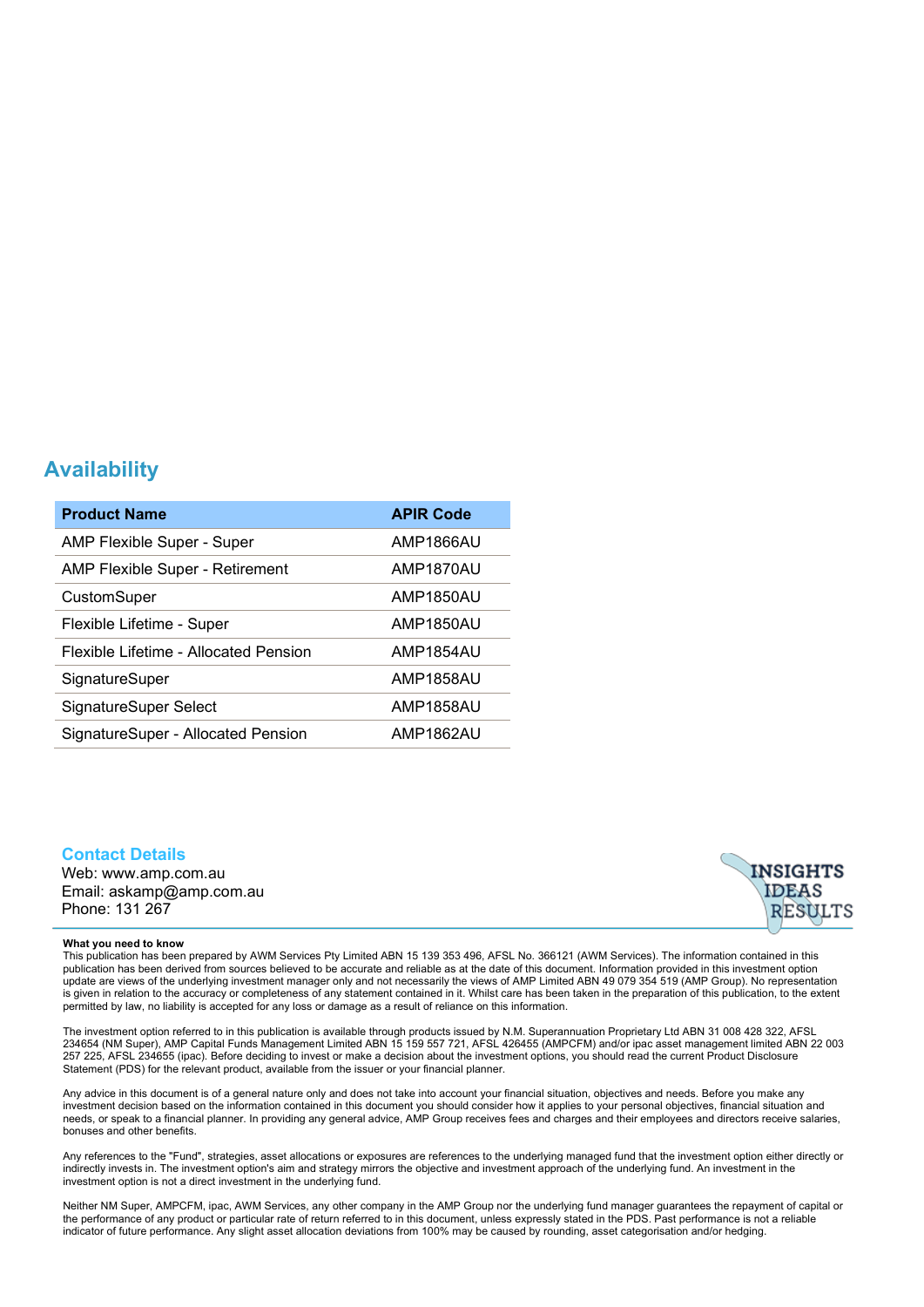## Availability

| Product Name | APIR Code |
|---|---|
| AMP Flexible Super - Super | AMP1866AU |
| AMP Flexible Super - Retirement | AMP1870AU |
| CustomSuper | AMP1850AU |
| Flexible Lifetime - Super | AMP1850AU |
| Flexible Lifetime - Allocated Pension | AMP1854AU |
| SignatureSuper | AMP1858AU |
| SignatureSuper Select | AMP1858AU |
| SignatureSuper - Allocated Pension | AMP1862AU |

### Contact Details

Web: www.amp.com.au
Email: askamp@amp.com.au
Phone: 131 267

INSIGHTS
IDEAS
RESULTS

**What you need to know**

This publication has been prepared by AWM Services Pty Limited ABN 15 139 353 496, AFSL No. 366121 (AWM Services). The information contained in this publication has been derived from sources believed to be accurate and reliable as at the date of this document. Information provided in this investment option update are views of the underlying investment manager only and not necessarily the views of AMP Limited ABN 49 079 354 519 (AMP Group). No representation is given in relation to the accuracy or completeness of any statement contained in it. Whilst care has been taken in the preparation of this publication, to the extent permitted by law, no liability is accepted for any loss or damage as a result of reliance on this information.

The investment option referred to in this publication is available through products issued by N.M. Superannuation Proprietary Ltd ABN 31 008 428 322, AFSL 234654 (NM Super), AMP Capital Funds Management Limited ABN 15 159 557 721, AFSL 426455 (AMPCFM) and/or ipac asset management limited ABN 22 003 257 225, AFSL 234655 (ipac). Before deciding to invest or make a decision about the investment options, you should read the current Product Disclosure Statement (PDS) for the relevant product, available from the issuer or your financial planner.

Any advice in this document is of a general nature only and does not take into account your financial situation, objectives and needs. Before you make any investment decision based on the information contained in this document you should consider how it applies to your personal objectives, financial situation and needs, or speak to a financial planner. In providing any general advice, AMP Group receives fees and charges and their employees and directors receive salaries, bonuses and other benefits.

Any references to the "Fund", strategies, asset allocations or exposures are references to the underlying managed fund that the investment option either directly or indirectly invests in. The investment option's aim and strategy mirrors the objective and investment approach of the underlying fund. An investment in the investment option is not a direct investment in the underlying fund.

Neither NM Super, AMPCFM, ipac, AWM Services, any other company in the AMP Group nor the underlying fund manager guarantees the repayment of capital or the performance of any product or particular rate of return referred to in this document, unless expressly stated in the PDS. Past performance is not a reliable indicator of future performance. Any slight asset allocation deviations from 100% may be caused by rounding, asset categorisation and/or hedging.